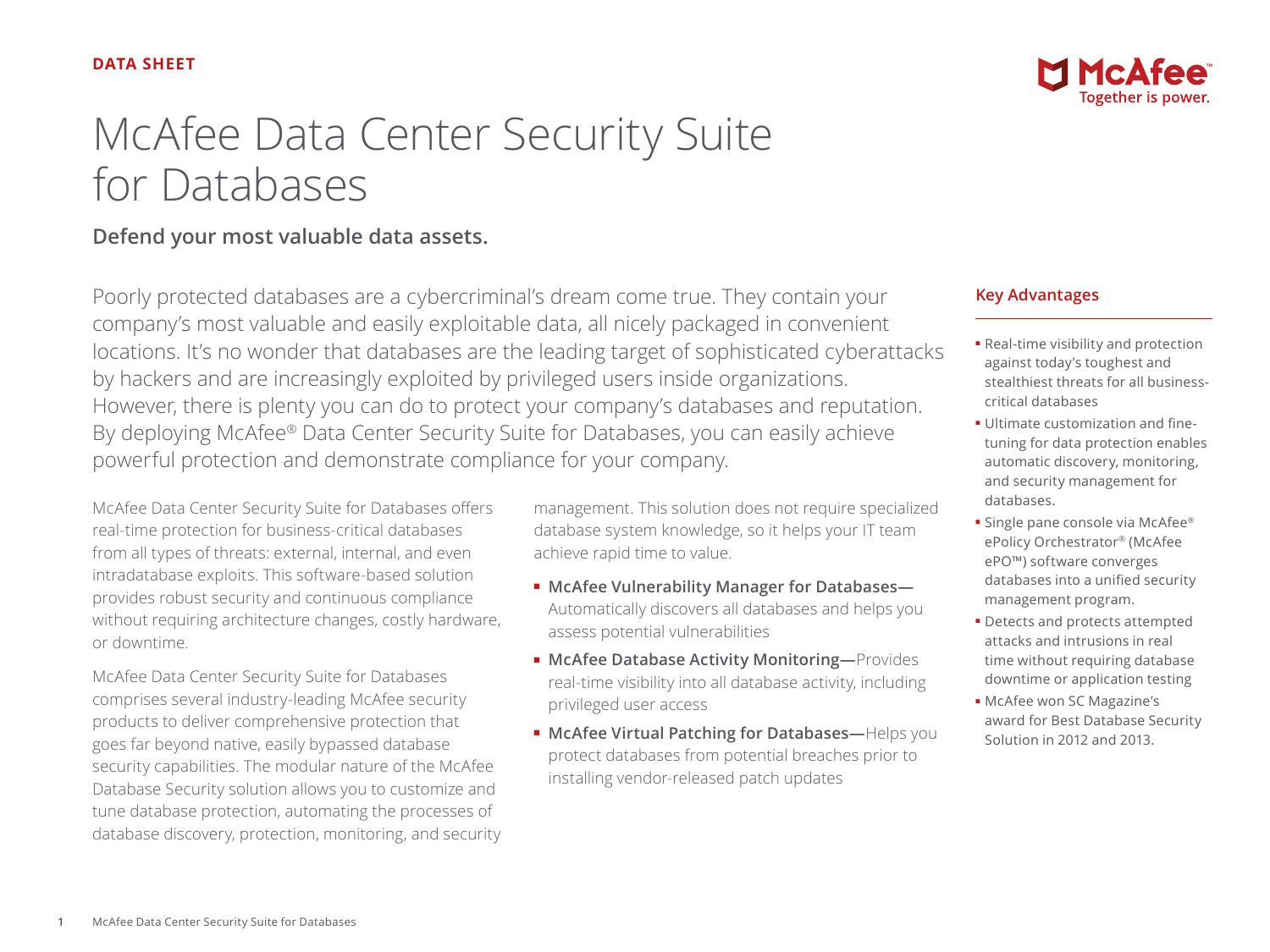DATA SHEET

# McAfee Data Center Security Suite for Databases

**Defend your most valuable data assets.**

Poorly protected databases are a cybercriminal's dream come true. They contain your company's most valuable and easily exploitable data, all nicely packaged in convenient locations. It's no wonder that databases are the leading target of sophisticated cyberattacks by hackers and are increasingly exploited by privileged users inside organizations. However, there is plenty you can do to protect your company's databases and reputation. By deploying McAfee® Data Center Security Suite for Databases, you can easily achieve powerful protection and demonstrate compliance for your company.

McAfee Data Center Security Suite for Databases offers real-time protection for business-critical databases from all types of threats: external, internal, and even intradatabase exploits. This software-based solution provides robust security and continuous compliance without requiring architecture changes, costly hardware, or downtime.

McAfee Data Center Security Suite for Databases comprises several industry-leading McAfee security products to deliver comprehensive protection that goes far beyond native, easily bypassed database security capabilities. The modular nature of the McAfee Database Security solution allows you to customize and tune database protection, automating the processes of database discovery, protection, monitoring, and security management. This solution does not require specialized database system knowledge, so it helps your IT team achieve rapid time to value.

- **McAfee Vulnerability Manager for Databases—**Automatically discovers all databases and helps you assess potential vulnerabilities
- **McAfee Database Activity Monitoring—**Provides real-time visibility into all database activity, including privileged user access
- **McAfee Virtual Patching for Databases—**Helps you protect databases from potential breaches prior to installing vendor-released patch updates

## Key Advantages

- Real-time visibility and protection against today's toughest and stealthiest threats for all business-critical databases
- Ultimate customization and fine-tuning for data protection enables automatic discovery, monitoring, and security management for databases.
- Single pane console via McAfee® ePolicy Orchestrator® (McAfee ePO™) software converges databases into a unified security management program.
- Detects and protects attempted attacks and intrusions in real time without requiring database downtime or application testing
- McAfee won SC Magazine's award for Best Database Security Solution in 2012 and 2013.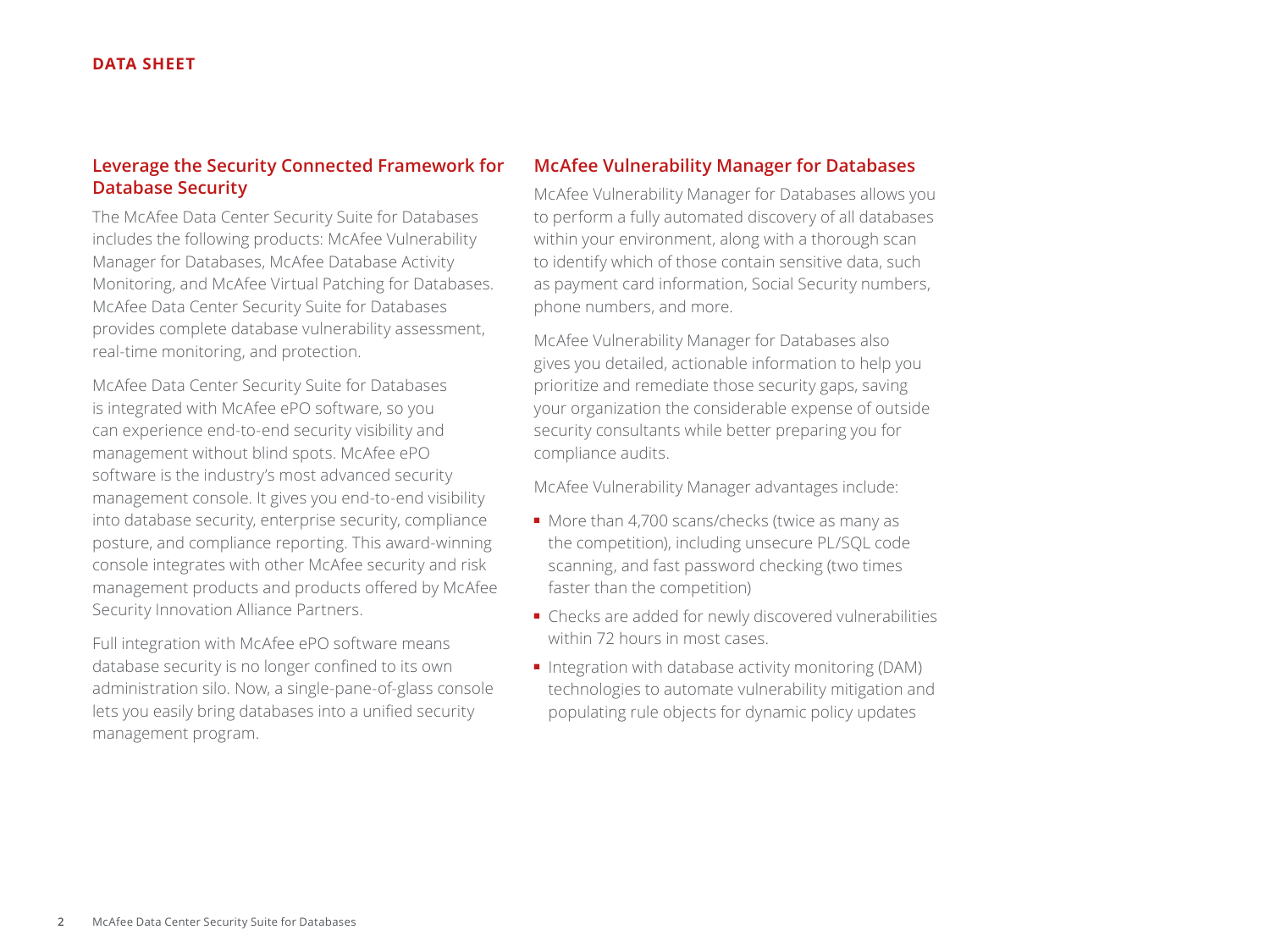## Leverage the Security Connected Framework for Database Security

The McAfee Data Center Security Suite for Databases includes the following products: McAfee Vulnerability Manager for Databases, McAfee Database Activity Monitoring, and McAfee Virtual Patching for Databases. McAfee Data Center Security Suite for Databases provides complete database vulnerability assessment, real-time monitoring, and protection.

McAfee Data Center Security Suite for Databases is integrated with McAfee ePO software, so you can experience end-to-end security visibility and management without blind spots. McAfee ePO software is the industry's most advanced security management console. It gives you end-to-end visibility into database security, enterprise security, compliance posture, and compliance reporting. This award-winning console integrates with other McAfee security and risk management products and products offered by McAfee Security Innovation Alliance Partners.

Full integration with McAfee ePO software means database security is no longer confined to its own administration silo. Now, a single-pane-of-glass console lets you easily bring databases into a unified security management program.

## McAfee Vulnerability Manager for Databases

McAfee Vulnerability Manager for Databases allows you to perform a fully automated discovery of all databases within your environment, along with a thorough scan to identify which of those contain sensitive data, such as payment card information, Social Security numbers, phone numbers, and more.

McAfee Vulnerability Manager for Databases also gives you detailed, actionable information to help you prioritize and remediate those security gaps, saving your organization the considerable expense of outside security consultants while better preparing you for compliance audits.

McAfee Vulnerability Manager advantages include:

- More than 4,700 scans/checks (twice as many as the competition), including unsecure PL/SQL code scanning, and fast password checking (two times faster than the competition)
- Checks are added for newly discovered vulnerabilities within 72 hours in most cases.
- Integration with database activity monitoring (DAM) technologies to automate vulnerability mitigation and populating rule objects for dynamic policy updates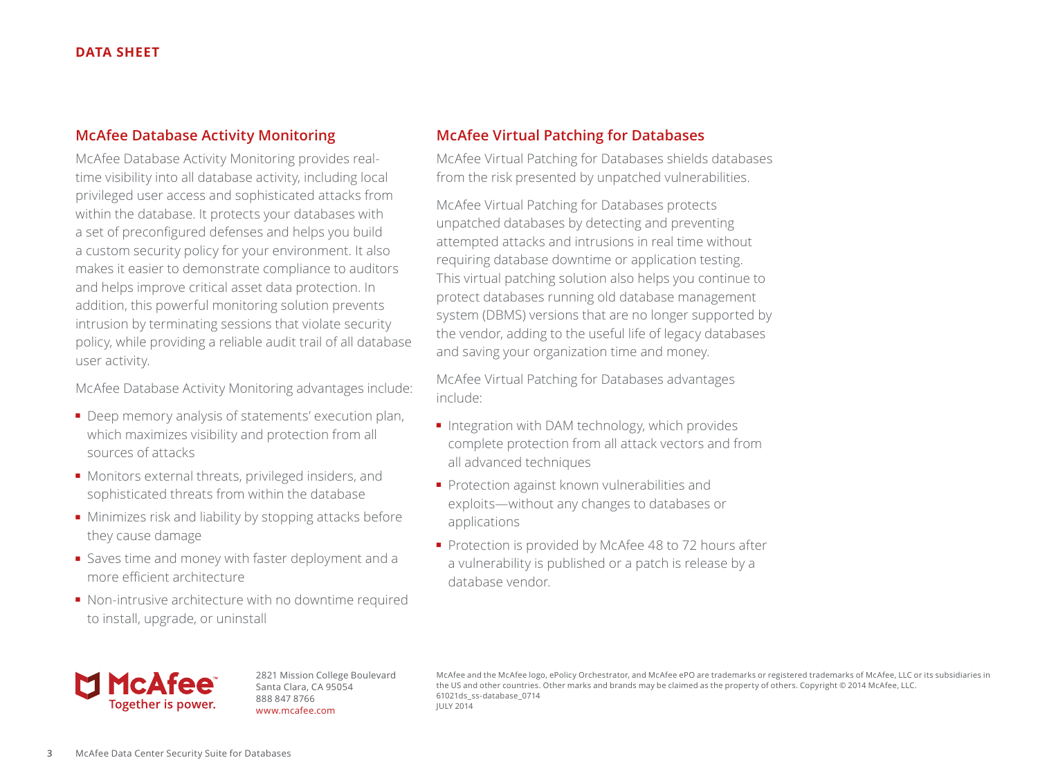## McAfee Database Activity Monitoring

McAfee Database Activity Monitoring provides real-time visibility into all database activity, including local privileged user access and sophisticated attacks from within the database. It protects your databases with a set of preconfigured defenses and helps you build a custom security policy for your environment. It also makes it easier to demonstrate compliance to auditors and helps improve critical asset data protection. In addition, this powerful monitoring solution prevents intrusion by terminating sessions that violate security policy, while providing a reliable audit trail of all database user activity.

McAfee Database Activity Monitoring advantages include:

- Deep memory analysis of statements' execution plan, which maximizes visibility and protection from all sources of attacks
- Monitors external threats, privileged insiders, and sophisticated threats from within the database
- Minimizes risk and liability by stopping attacks before they cause damage
- Saves time and money with faster deployment and a more efficient architecture
- Non-intrusive architecture with no downtime required to install, upgrade, or uninstall

## McAfee Virtual Patching for Databases

McAfee Virtual Patching for Databases shields databases from the risk presented by unpatched vulnerabilities.

McAfee Virtual Patching for Databases protects unpatched databases by detecting and preventing attempted attacks and intrusions in real time without requiring database downtime or application testing. This virtual patching solution also helps you continue to protect databases running old database management system (DBMS) versions that are no longer supported by the vendor, adding to the useful life of legacy databases and saving your organization time and money.

McAfee Virtual Patching for Databases advantages include:

- Integration with DAM technology, which provides complete protection from all attack vectors and from all advanced techniques
- Protection against known vulnerabilities and exploits—without any changes to databases or applications
- Protection is provided by McAfee 48 to 72 hours after a vulnerability is published or a patch is release by a database vendor.

McAfee
Together is power.

2821 Mission College Boulevard
Santa Clara, CA 95054
888 847 8766
www.mcafee.com

McAfee and the McAfee logo, ePolicy Orchestrator, and McAfee ePO are trademarks or registered trademarks of McAfee, LLC or its subsidiaries in the US and other countries. Other marks and brands may be claimed as the property of others. Copyright © 2014 McAfee, LLC.
61021ds_ss-database_0714
JULY 2014